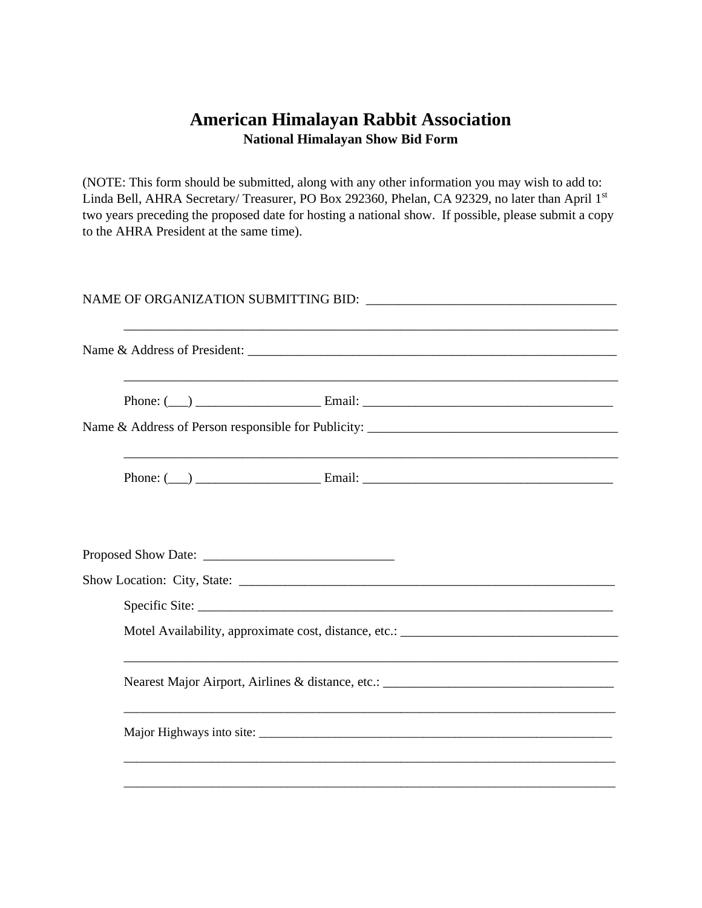# American Himalayan Rabbit Association

## National Himalayan Show Bid Form

(NOTE: This form should be submitted, along with any other information you may wish to add to: Linda Bell, AHRA Secretary/ Treasurer, PO Box 292360, Phelan, CA 92329, no later than April 1st two years preceding the proposed date for hosting a national show. If possible, please submit a copy to the AHRA President at the same time).

NAME OF ORGANIZATION SUBMITTING BID: _______________________________________

_______________________________________________________________________________

Name & Address of President: ___________________________________________________________

_______________________________________________________________________________

Phone: (___) ___________________ Email: ______________________________________

Name & Address of Person responsible for Publicity: ______________________________________

_______________________________________________________________________________

Phone: (___) ___________________ Email: ______________________________________

Proposed Show Date: _____________________________

Show Location: City, State: ___________________________________________________________

Specific Site: __________________________________________________________________

Motel Availability, approximate cost, distance, etc.: _________________________________

_______________________________________________________________________________

Nearest Major Airport, Airlines & distance, etc.: ___________________________________

_______________________________________________________________________________

Major Highways into site: _________________________________________________________

_______________________________________________________________________________

_______________________________________________________________________________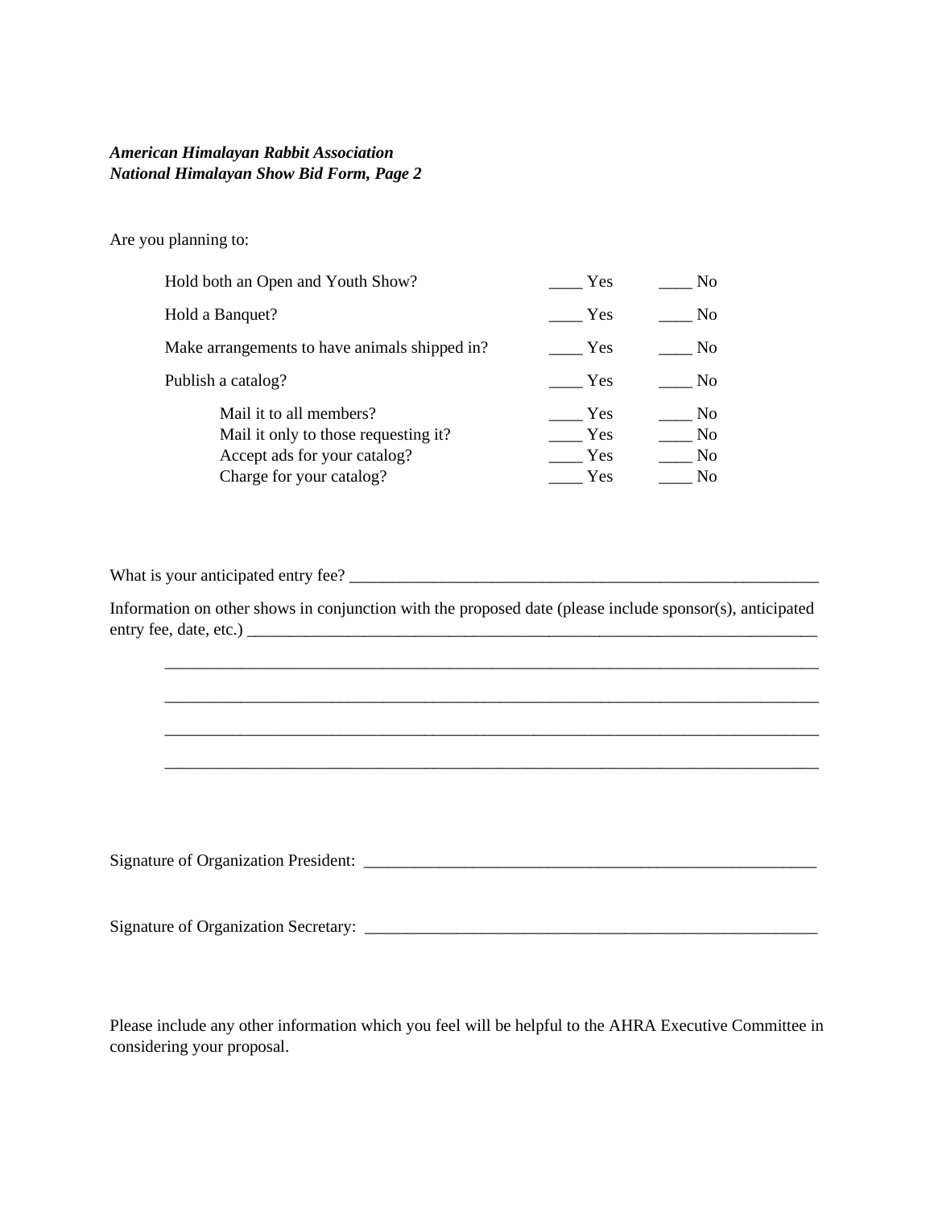***American Himalayan Rabbit Association***
***National Himalayan Show Bid Form, Page 2***

Are you planning to:

| | | |
|---|---|---|
| Hold both an Open and Youth Show? | ____ Yes | ____ No |
| Hold a Banquet? | ____ Yes | ____ No |
| Make arrangements to have animals shipped in? | ____ Yes | ____ No |
| Publish a catalog? | ____ Yes | ____ No |
| Mail it to all members? | ____ Yes | ____ No |
| Mail it only to those requesting it? | ____ Yes | ____ No |
| Accept ads for your catalog? | ____ Yes | ____ No |
| Charge for your catalog? | ____ Yes | ____ No |

What is your anticipated entry fee? ______________________________________________________

Information on other shows in conjunction with the proposed date (please include sponsor(s), anticipated entry fee, date, etc.) ______________________________________________________________

______________________________________________________________________________

______________________________________________________________________________

______________________________________________________________________________

______________________________________________________________________________

Signature of Organization President: ______________________________________________________

Signature of Organization Secretary: ______________________________________________________

Please include any other information which you feel will be helpful to the AHRA Executive Committee in considering your proposal.